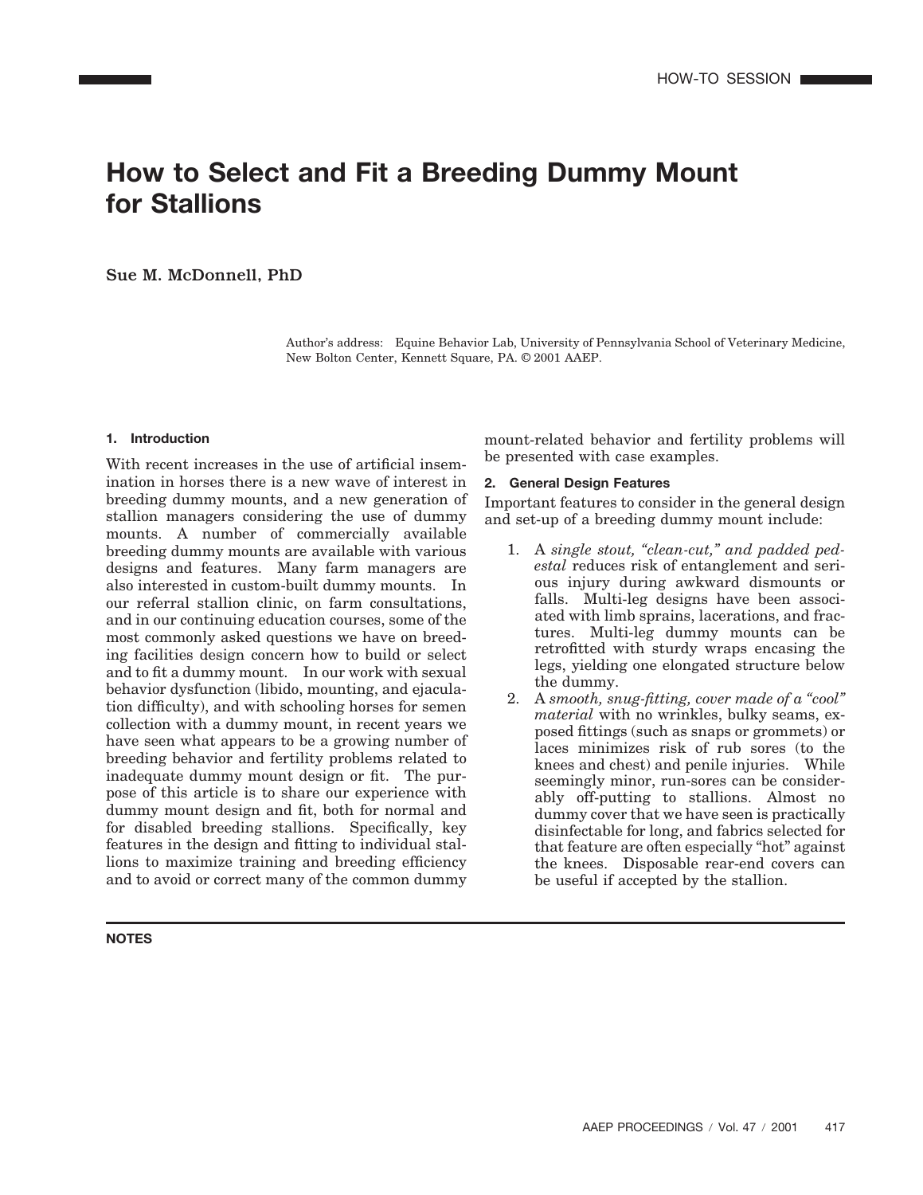# How to Select and Fit a Breeding Dummy Mount for Stallions

**Sue M. McDonnell, PhD**

Author's address: Equine Behavior Lab, University of Pennsylvania School of Veterinary Medicine, New Bolton Center, Kennett Square, PA. © 2001 AAEP.

## 1. Introduction

With recent increases in the use of artificial insemination in horses there is a new wave of interest in breeding dummy mounts, and a new generation of stallion managers considering the use of dummy mounts. A number of commercially available breeding dummy mounts are available with various designs and features. Many farm managers are also interested in custom-built dummy mounts. In our referral stallion clinic, on farm consultations, and in our continuing education courses, some of the most commonly asked questions we have on breeding facilities design concern how to build or select and to fit a dummy mount. In our work with sexual behavior dysfunction (libido, mounting, and ejaculation difficulty), and with schooling horses for semen collection with a dummy mount, in recent years we have seen what appears to be a growing number of breeding behavior and fertility problems related to inadequate dummy mount design or fit. The purpose of this article is to share our experience with dummy mount design and fit, both for normal and for disabled breeding stallions. Specifically, key features in the design and fitting to individual stallions to maximize training and breeding efficiency and to avoid or correct many of the common dummy mount-related behavior and fertility problems will be presented with case examples.

## 2. General Design Features

Important features to consider in the general design and set-up of a breeding dummy mount include:

1. A *single stout, "clean-cut," and padded pedestal* reduces risk of entanglement and serious injury during awkward dismounts or falls. Multi-leg designs have been associated with limb sprains, lacerations, and fractures. Multi-leg dummy mounts can be retrofitted with sturdy wraps encasing the legs, yielding one elongated structure below the dummy.
2. A *smooth, snug-fitting, cover made of a "cool" material* with no wrinkles, bulky seams, exposed fittings (such as snaps or grommets) or laces minimizes risk of rub sores (to the knees and chest) and penile injuries. While seemingly minor, run-sores can be considerably off-putting to stallions. Almost no dummy cover that we have seen is practically disinfectable for long, and fabrics selected for that feature are often especially "hot" against the knees. Disposable rear-end covers can be useful if accepted by the stallion.

**NOTES**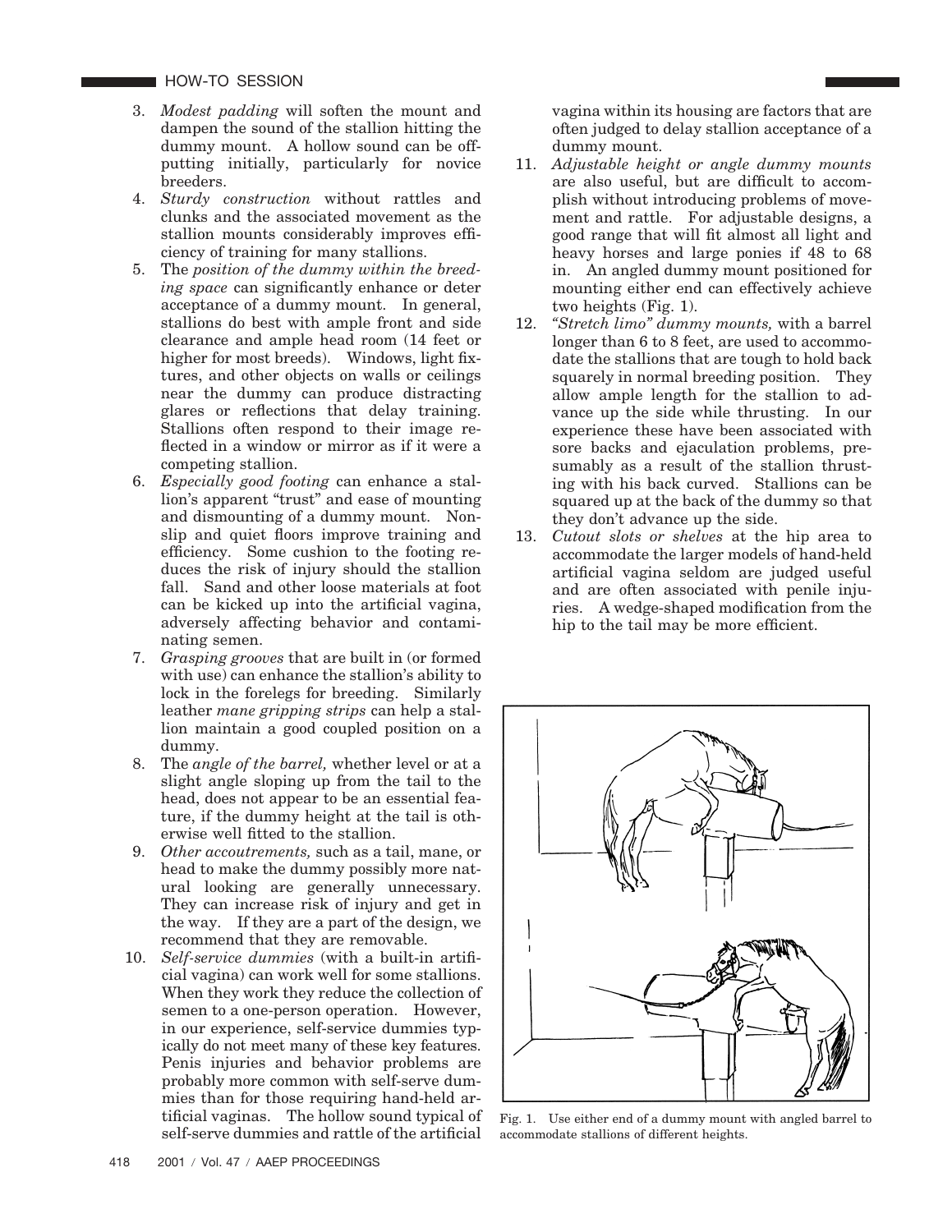3. *Modest padding* will soften the mount and dampen the sound of the stallion hitting the dummy mount. A hollow sound can be off-putting initially, particularly for novice breeders.
4. *Sturdy construction* without rattles and clunks and the associated movement as the stallion mounts considerably improves efficiency of training for many stallions.
5. The *position of the dummy within the breeding space* can significantly enhance or deter acceptance of a dummy mount. In general, stallions do best with ample front and side clearance and ample head room (14 feet or higher for most breeds). Windows, light fixtures, and other objects on walls or ceilings near the dummy can produce distracting glares or reflections that delay training. Stallions often respond to their image reflected in a window or mirror as if it were a competing stallion.
6. *Especially good footing* can enhance a stallion's apparent "trust" and ease of mounting and dismounting of a dummy mount. Nonslip and quiet floors improve training and efficiency. Some cushion to the footing reduces the risk of injury should the stallion fall. Sand and other loose materials at foot can be kicked up into the artificial vagina, adversely affecting behavior and contaminating semen.
7. *Grasping grooves* that are built in (or formed with use) can enhance the stallion's ability to lock in the forelegs for breeding. Similarly leather *mane gripping strips* can help a stallion maintain a good coupled position on a dummy.
8. The *angle of the barrel,* whether level or at a slight angle sloping up from the tail to the head, does not appear to be an essential feature, if the dummy height at the tail is otherwise well fitted to the stallion.
9. *Other accoutrements,* such as a tail, mane, or head to make the dummy possibly more natural looking are generally unnecessary. They can increase risk of injury and get in the way. If they are a part of the design, we recommend that they are removable.
10. *Self-service dummies* (with a built-in artificial vagina) can work well for some stallions. When they work they reduce the collection of semen to a one-person operation. However, in our experience, self-service dummies typically do not meet many of these key features. Penis injuries and behavior problems are probably more common with self-serve dummies than for those requiring hand-held artificial vaginas. The hollow sound typical of self-serve dummies and rattle of the artificial vagina within its housing are factors that are often judged to delay stallion acceptance of a dummy mount.
11. *Adjustable height or angle dummy mounts* are also useful, but are difficult to accomplish without introducing problems of movement and rattle. For adjustable designs, a good range that will fit almost all light and heavy horses and large ponies if 48 to 68 in. An angled dummy mount positioned for mounting either end can effectively achieve two heights (Fig. 1).
12. *"Stretch limo" dummy mounts,* with a barrel longer than 6 to 8 feet, are used to accommodate the stallions that are tough to hold back squarely in normal breeding position. They allow ample length for the stallion to advance up the side while thrusting. In our experience these have been associated with sore backs and ejaculation problems, presumably as a result of the stallion thrusting with his back curved. Stallions can be squared up at the back of the dummy so that they don't advance up the side.
13. *Cutout slots or shelves* at the hip area to accommodate the larger models of hand-held artificial vagina seldom are judged useful and are often associated with penile injuries. A wedge-shaped modification from the hip to the tail may be more efficient.

Fig. 1. Use either end of a dummy mount with angled barrel to accommodate stallions of different heights.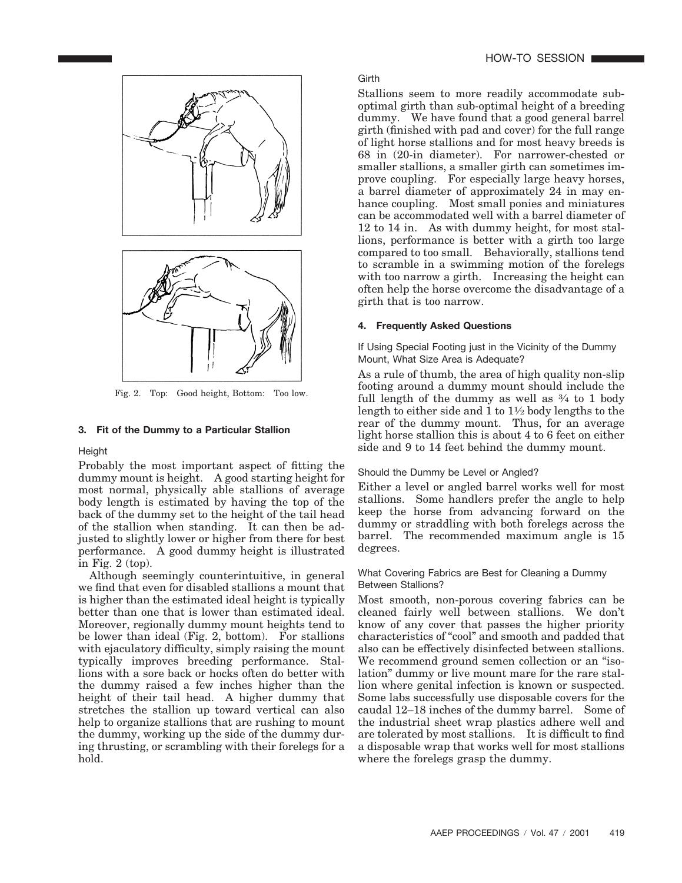Fig. 2. Top: Good height, Bottom: Too low.

### 3. Fit of the Dummy to a Particular Stallion

#### Height

Probably the most important aspect of fitting the dummy mount is height. A good starting height for most normal, physically able stallions of average body length is estimated by having the top of the back of the dummy set to the height of the tail head of the stallion when standing. It can then be adjusted to slightly lower or higher from there for best performance. A good dummy height is illustrated in Fig. 2 (top).

Although seemingly counterintuitive, in general we find that even for disabled stallions a mount that is higher than the estimated ideal height is typically better than one that is lower than estimated ideal. Moreover, regionally dummy mount heights tend to be lower than ideal (Fig. 2, bottom). For stallions with ejaculatory difficulty, simply raising the mount typically improves breeding performance. Stallions with a sore back or hocks often do better with the dummy raised a few inches higher than the height of their tail head. A higher dummy that stretches the stallion up toward vertical can also help to organize stallions that are rushing to mount the dummy, working up the side of the dummy during thrusting, or scrambling with their forelegs for a hold.

#### Girth

Stallions seem to more readily accommodate sub-optimal girth than sub-optimal height of a breeding dummy. We have found that a good general barrel girth (finished with pad and cover) for the full range of light horse stallions and for most heavy breeds is 68 in (20-in diameter). For narrower-chested or smaller stallions, a smaller girth can sometimes improve coupling. For especially large heavy horses, a barrel diameter of approximately 24 in may enhance coupling. Most small ponies and miniatures can be accommodated well with a barrel diameter of 12 to 14 in. As with dummy height, for most stallions, performance is better with a girth too large compared to too small. Behaviorally, stallions tend to scramble in a swimming motion of the forelegs with too narrow a girth. Increasing the height can often help the horse overcome the disadvantage of a girth that is too narrow.

### 4. Frequently Asked Questions

#### If Using Special Footing just in the Vicinity of the Dummy Mount, What Size Area is Adequate?

As a rule of thumb, the area of high quality non-slip footing around a dummy mount should include the full length of the dummy as well as ¾ to 1 body length to either side and 1 to 1½ body lengths to the rear of the dummy mount. Thus, for an average light horse stallion this is about 4 to 6 feet on either side and 9 to 14 feet behind the dummy mount.

#### Should the Dummy be Level or Angled?

Either a level or angled barrel works well for most stallions. Some handlers prefer the angle to help keep the horse from advancing forward on the dummy or straddling with both forelegs across the barrel. The recommended maximum angle is 15 degrees.

#### What Covering Fabrics are Best for Cleaning a Dummy Between Stallions?

Most smooth, non-porous covering fabrics can be cleaned fairly well between stallions. We don't know of any cover that passes the higher priority characteristics of "cool" and smooth and padded that also can be effectively disinfected between stallions. We recommend ground semen collection or an "isolation" dummy or live mount mare for the rare stallion where genital infection is known or suspected. Some labs successfully use disposable covers for the caudal 12–18 inches of the dummy barrel. Some of the industrial sheet wrap plastics adhere well and are tolerated by most stallions. It is difficult to find a disposable wrap that works well for most stallions where the forelegs grasp the dummy.